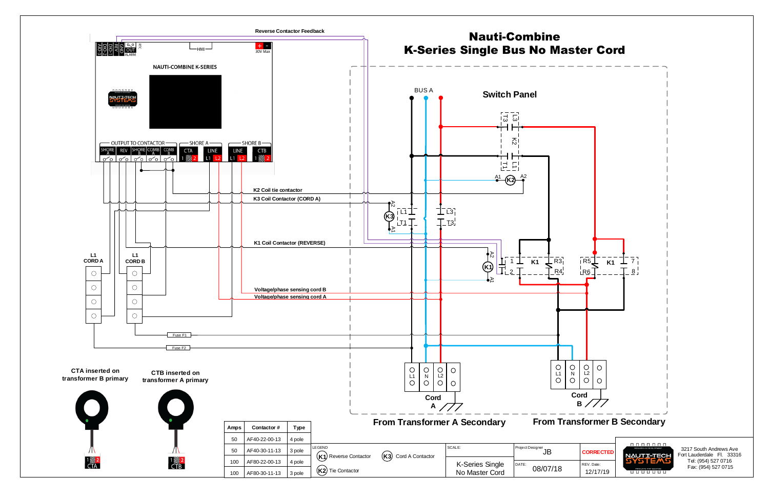# Nauti-Combine
## K-Series Single Bus No Master Cord

Reverse Contactor Feedback

NAUTI-COMBINE K-SERIES

HMI

30V Max

AUX-3 | DIO-2 | DIO-1 | REV | GND | OUT | RTC | ALARM

OUTPUT TO CONTACTOR: SHORE A | REV | SHORE B | COMB A | COMB B

SHORE A: CTA | LINE (L1 L2)

SHORE B: LINE (L1 L2) | CTB

K2 Coil tie contactor

K3 Coil Contactor (CORD A)

K1 Coil Contactor (REVERSE)

Voltage/phase sensing cord B

Voltage/phase sensing cord A

L1 CORD A

L1 CORD B

Fuse F1

Fuse F2

BUS A

Switch Panel

Cord A

Cord B

From Transformer A Secondary

From Transformer B Secondary

CTA inserted on transformer B primary

CTB inserted on transformer A primary

| Amps | Contactor # | Type |
|---|---|---|
| 50 | AF40-22-00-13 | 4 pole |
| 50 | AF40-30-11-13 | 3 pole |
| 100 | AF80-22-00-13 | 4 pole |
| 100 | AF80-30-11-13 | 3 pole |

LEGEND

- (K1) Reverse Contactor
- (K2) Tie Contactor
- (K3) Cord A Contactor

| SCALE: | Project Designer | CORRECTED |
|---|---|---|
| K-Series Single No Master Cord | JB | |
| | DATE: 08/07/18 | REV. Date: 12/17/19 |

NAUTI-TECH SYSTEMS

3217 South Andrews Ave
Fort Lauderdale Fl. 33316
Tel: (954) 527 0716
Fax: (954) 527 0715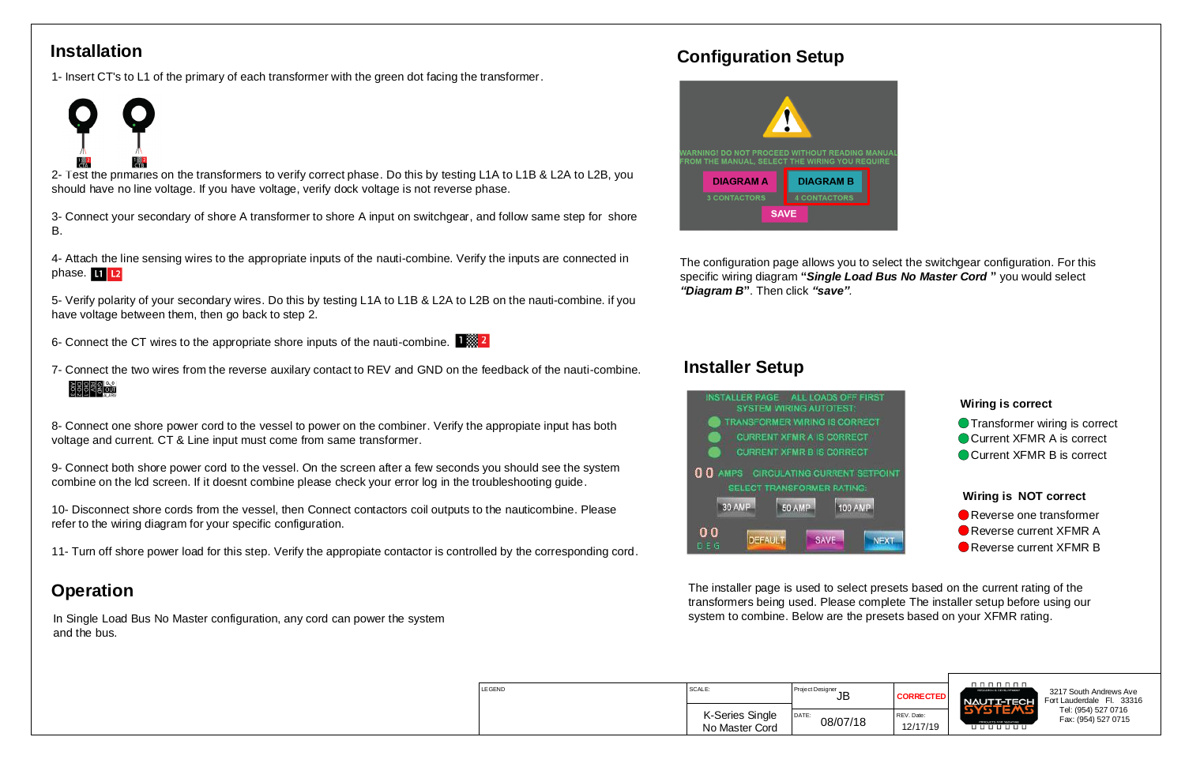## Installation

1- Insert CT's to L1 of the primary of each transformer with the green dot facing the transformer.

2- Test the primaries on the transformers to verify correct phase. Do this by testing L1A to L1B & L2A to L2B, you should have no line voltage. If you have voltage, verify dock voltage is not reverse phase.

3- Connect your secondary of shore A transformer to shore A input on switchgear, and follow same step for shore B.

4- Attach the line sensing wires to the appropriate inputs of the nauti-combine. Verify the inputs are connected in phase. L1 L2

5- Verify polarity of your secondary wires. Do this by testing L1A to L1B & L2A to L2B on the nauti-combine. if you have voltage between them, then go back to step 2.

6- Connect the CT wires to the appropriate shore inputs of the nauti-combine. 1 2

7- Connect the two wires from the reverse auxilary contact to REV and GND on the feedback of the nauti-combine.

8- Connect one shore power cord to the vessel to power on the combiner. Verify the appropiate input has both voltage and current. CT & Line input must come from same transformer.

9- Connect both shore power cord to the vessel. On the screen after a few seconds you should see the system combine on the lcd screen. If it doesnt combine please check your error log in the troubleshooting guide.

10- Disconnect shore cords from the vessel, then Connect contactors coil outputs to the nauticombine. Please refer to the wiring diagram for your specific configuration.

11- Turn off shore power load for this step. Verify the appropiate contactor is controlled by the corresponding cord.

## Operation

In Single Load Bus No Master configuration, any cord can power the system and the bus.

## Configuration Setup

WARNING! DO NOT PROCEED WITHOUT READING MANUAL FROM THE MANUAL, SELECT THE WIRING YOU REQUIRE

DIAGRAM A — 3 CONTACTORS | DIAGRAM B — 4 CONTACTORS | SAVE

The configuration page allows you to select the switchgear configuration. For this specific wiring diagram **"*Single Load Bus No Master Cord* "** you would select ***"Diagram B"***. Then click ***"save"***.

## Installer Setup

INSTALLER PAGE ALL LOADS OFF FIRST
SYSTEM WIRING AUTOTEST:
TRANSFORMER WIRING IS CORRECT
CURRENT XFMR A IS CORRECT
CURRENT XFMR B IS CORRECT
00 AMPS CIRCULATING CURRENT SETPOINT
SELECT TRANSFORMER RATING:
30 AMP | 50 AMP | 100 AMP
00 DEG | DEFAULT | SAVE | NEXT

**Wiring is correct**

- Transformer wiring is correct
- Current XFMR A is correct
- Current XFMR B is correct

**Wiring is NOT correct**

- Reverse one transformer
- Reverse current XFMR A
- Reverse current XFMR B

The installer page is used to select presets based on the current rating of the transformers being used. Please complete The installer setup before using our system to combine. Below are the presets based on your XFMR rating.

| LEGEND | SCALE: | Project Designer | CORRECTED |
|---|---|---|---|
| | K-Series Single No Master Cord | JB | |
| | | DATE: 08/07/18 | REV. Date: 12/17/19 |

NAUTI-TECH SYSTEMS
3217 South Andrews Ave
Fort Lauderdale Fl. 33316
Tel: (954) 527 0716
Fax: (954) 527 0715